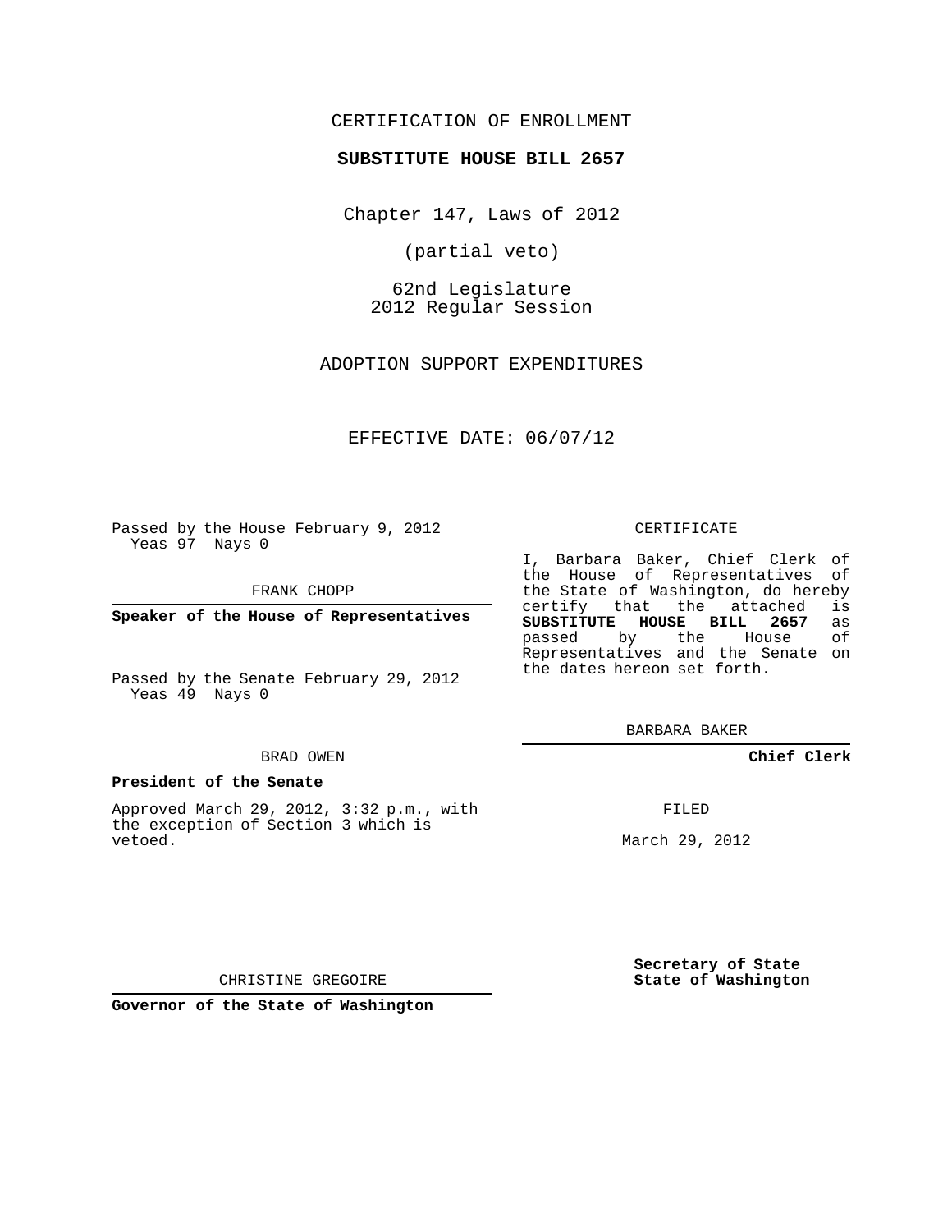CERTIFICATION OF ENROLLMENT

**SUBSTITUTE HOUSE BILL 2657**

Chapter 147, Laws of 2012

(partial veto)

62nd Legislature
2012 Regular Session

ADOPTION SUPPORT EXPENDITURES

EFFECTIVE DATE: 06/07/12

Passed by the House February 9, 2012
Yeas 97 Nays 0

FRANK CHOPP

**Speaker of the House of Representatives**

Passed by the Senate February 29, 2012
Yeas 49 Nays 0

BRAD OWEN

**President of the Senate**

Approved March 29, 2012, 3:32 p.m., with the exception of Section 3 which is vetoed.

CHRISTINE GREGOIRE

**Governor of the State of Washington**

CERTIFICATE

I, Barbara Baker, Chief Clerk of the House of Representatives of the State of Washington, do hereby certify that the attached is **SUBSTITUTE HOUSE BILL 2657** as passed by the House of Representatives and the Senate on the dates hereon set forth.

BARBARA BAKER

**Chief Clerk**

FILED

March 29, 2012

**Secretary of State**
**State of Washington**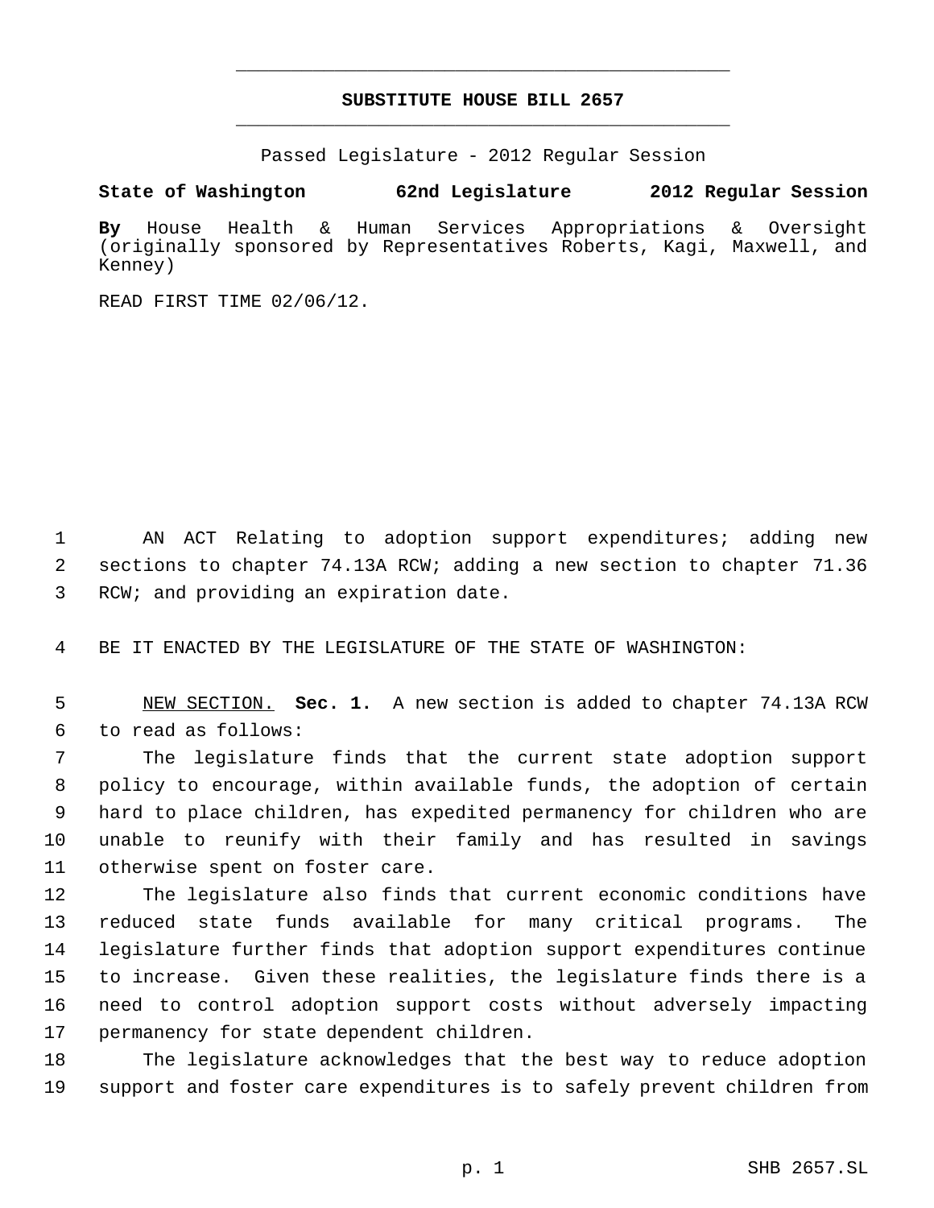# SUBSTITUTE HOUSE BILL 2657

Passed Legislature - 2012 Regular Session

**State of Washington 62nd Legislature 2012 Regular Session**

**By** House Health & Human Services Appropriations & Oversight (originally sponsored by Representatives Roberts, Kagi, Maxwell, and Kenney)

READ FIRST TIME 02/06/12.

AN ACT Relating to adoption support expenditures; adding new sections to chapter 74.13A RCW; adding a new section to chapter 71.36 RCW; and providing an expiration date.

BE IT ENACTED BY THE LEGISLATURE OF THE STATE OF WASHINGTON:

NEW SECTION. **Sec. 1.** A new section is added to chapter 74.13A RCW to read as follows:

The legislature finds that the current state adoption support policy to encourage, within available funds, the adoption of certain hard to place children, has expedited permanency for children who are unable to reunify with their family and has resulted in savings otherwise spent on foster care.

The legislature also finds that current economic conditions have reduced state funds available for many critical programs. The legislature further finds that adoption support expenditures continue to increase. Given these realities, the legislature finds there is a need to control adoption support costs without adversely impacting permanency for state dependent children.

The legislature acknowledges that the best way to reduce adoption support and foster care expenditures is to safely prevent children from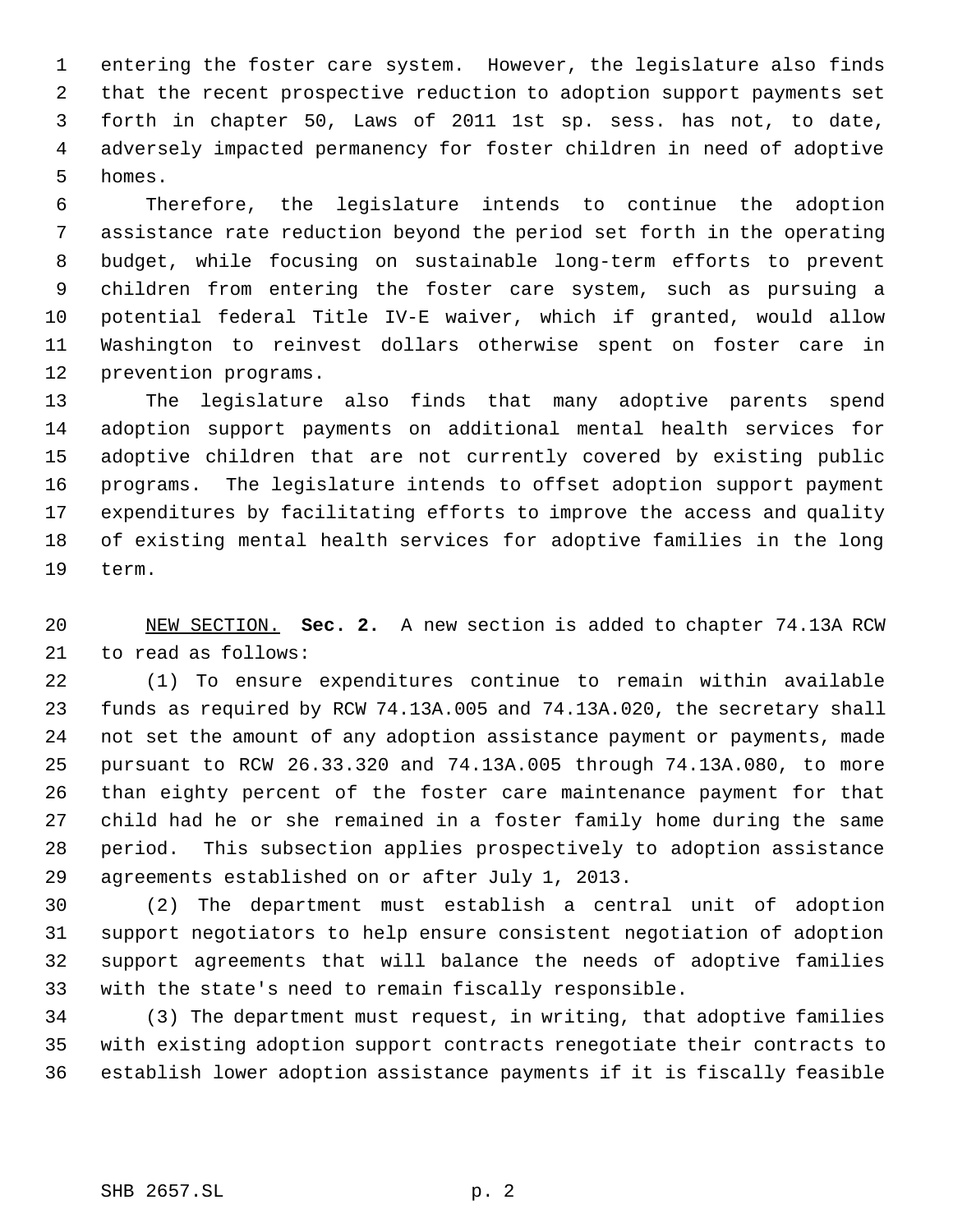entering the foster care system. However, the legislature also finds that the recent prospective reduction to adoption support payments set forth in chapter 50, Laws of 2011 1st sp. sess. has not, to date, adversely impacted permanency for foster children in need of adoptive homes.

Therefore, the legislature intends to continue the adoption assistance rate reduction beyond the period set forth in the operating budget, while focusing on sustainable long-term efforts to prevent children from entering the foster care system, such as pursuing a potential federal Title IV-E waiver, which if granted, would allow Washington to reinvest dollars otherwise spent on foster care in prevention programs.

The legislature also finds that many adoptive parents spend adoption support payments on additional mental health services for adoptive children that are not currently covered by existing public programs. The legislature intends to offset adoption support payment expenditures by facilitating efforts to improve the access and quality of existing mental health services for adoptive families in the long term.

NEW SECTION. **Sec. 2.** A new section is added to chapter 74.13A RCW to read as follows:

(1) To ensure expenditures continue to remain within available funds as required by RCW 74.13A.005 and 74.13A.020, the secretary shall not set the amount of any adoption assistance payment or payments, made pursuant to RCW 26.33.320 and 74.13A.005 through 74.13A.080, to more than eighty percent of the foster care maintenance payment for that child had he or she remained in a foster family home during the same period. This subsection applies prospectively to adoption assistance agreements established on or after July 1, 2013.

(2) The department must establish a central unit of adoption support negotiators to help ensure consistent negotiation of adoption support agreements that will balance the needs of adoptive families with the state's need to remain fiscally responsible.

(3) The department must request, in writing, that adoptive families with existing adoption support contracts renegotiate their contracts to establish lower adoption assistance payments if it is fiscally feasible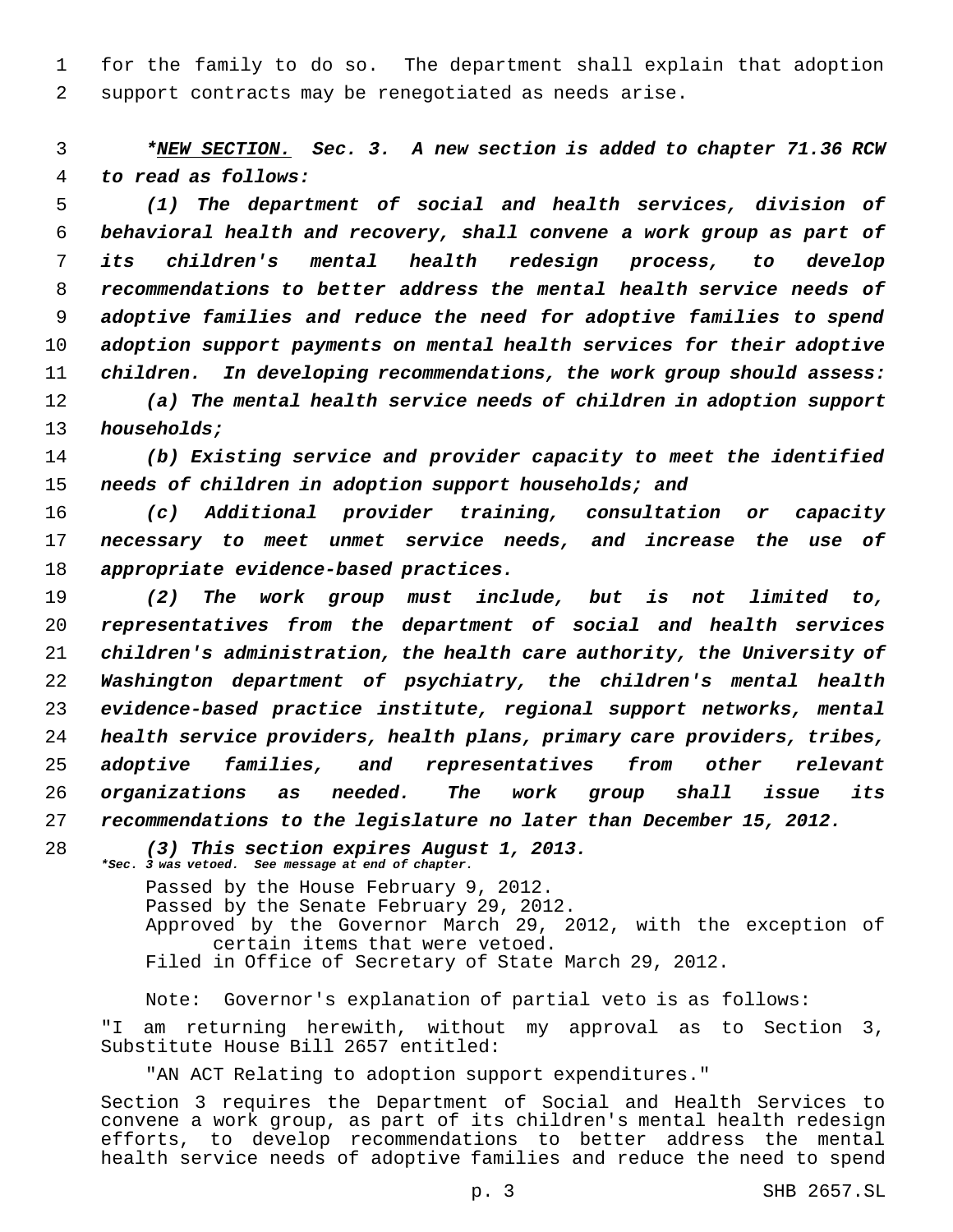for the family to do so. The department shall explain that adoption support contracts may be renegotiated as needs arise.

***NEW SECTION.* Sec. 3. A new section is added to chapter 71.36 RCW to read as follows:**

***(1) The department of social and health services, division of behavioral health and recovery, shall convene a work group as part of its children's mental health redesign process, to develop recommendations to better address the mental health service needs of adoptive families and reduce the need for adoptive families to spend adoption support payments on mental health services for their adoptive children. In developing recommendations, the work group should assess:***

***(a) The mental health service needs of children in adoption support households;***

***(b) Existing service and provider capacity to meet the identified needs of children in adoption support households; and***

***(c) Additional provider training, consultation or capacity necessary to meet unmet service needs, and increase the use of appropriate evidence-based practices.***

***(2) The work group must include, but is not limited to, representatives from the department of social and health services children's administration, the health care authority, the University of Washington department of psychiatry, the children's mental health evidence-based practice institute, regional support networks, mental health service providers, health plans, primary care providers, tribes, adoptive families, and representatives from other relevant organizations as needed. The work group shall issue its recommendations to the legislature no later than December 15, 2012.***

***(3) This section expires August 1, 2013.***

***\*Sec. 3 was vetoed. See message at end of chapter.***

Passed by the House February 9, 2012.
Passed by the Senate February 29, 2012.
Approved by the Governor March 29, 2012, with the exception of certain items that were vetoed.
Filed in Office of Secretary of State March 29, 2012.

Note: Governor's explanation of partial veto is as follows:

"I am returning herewith, without my approval as to Section 3, Substitute House Bill 2657 entitled:

"AN ACT Relating to adoption support expenditures."

Section 3 requires the Department of Social and Health Services to convene a work group, as part of its children's mental health redesign efforts, to develop recommendations to better address the mental health service needs of adoptive families and reduce the need to spend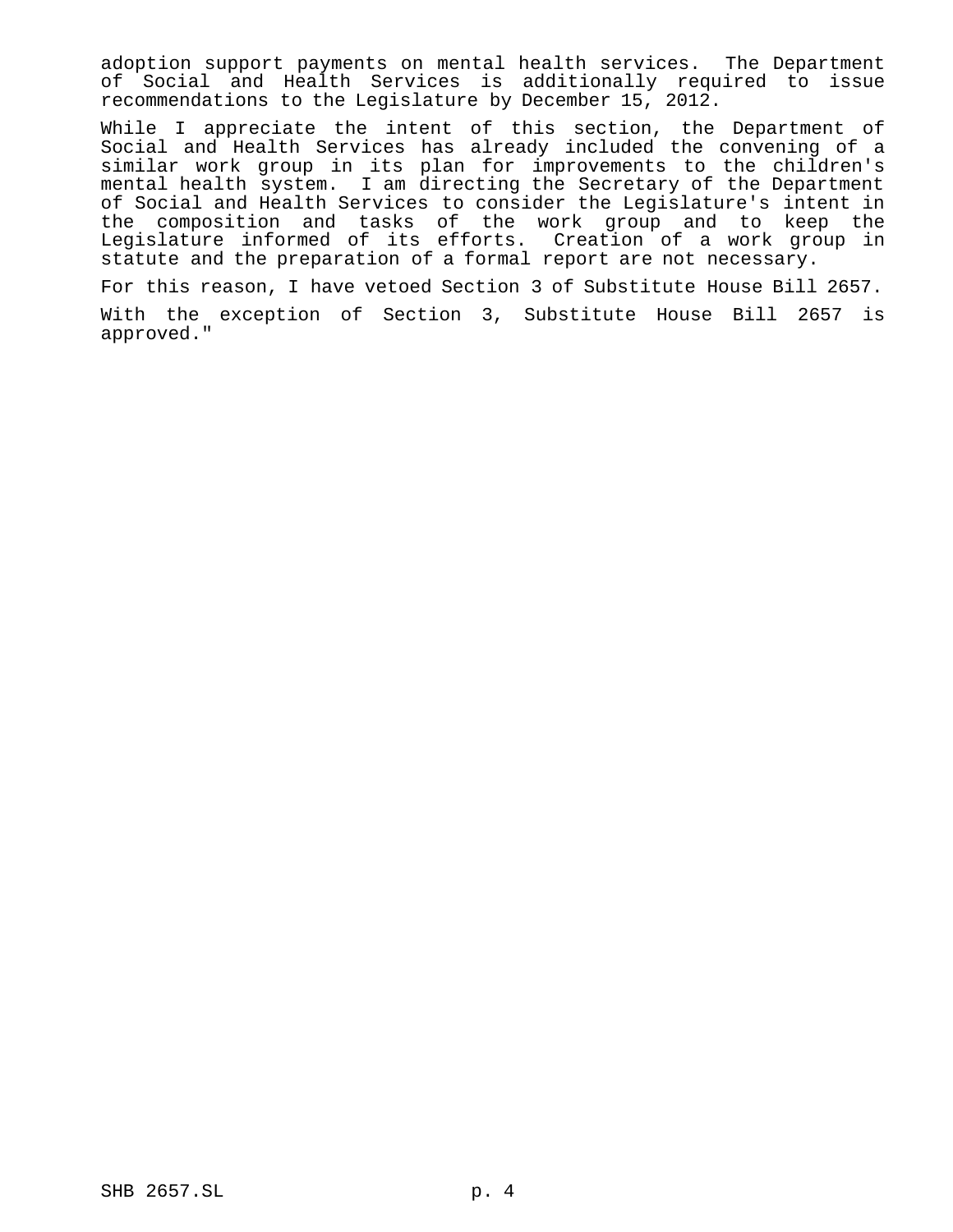adoption support payments on mental health services. The Department of Social and Health Services is additionally required to issue recommendations to the Legislature by December 15, 2012.

While I appreciate the intent of this section, the Department of Social and Health Services has already included the convening of a similar work group in its plan for improvements to the children's mental health system. I am directing the Secretary of the Department of Social and Health Services to consider the Legislature's intent in the composition and tasks of the work group and to keep the Legislature informed of its efforts. Creation of a work group in statute and the preparation of a formal report are not necessary.

For this reason, I have vetoed Section 3 of Substitute House Bill 2657.

With the exception of Section 3, Substitute House Bill 2657 is approved."